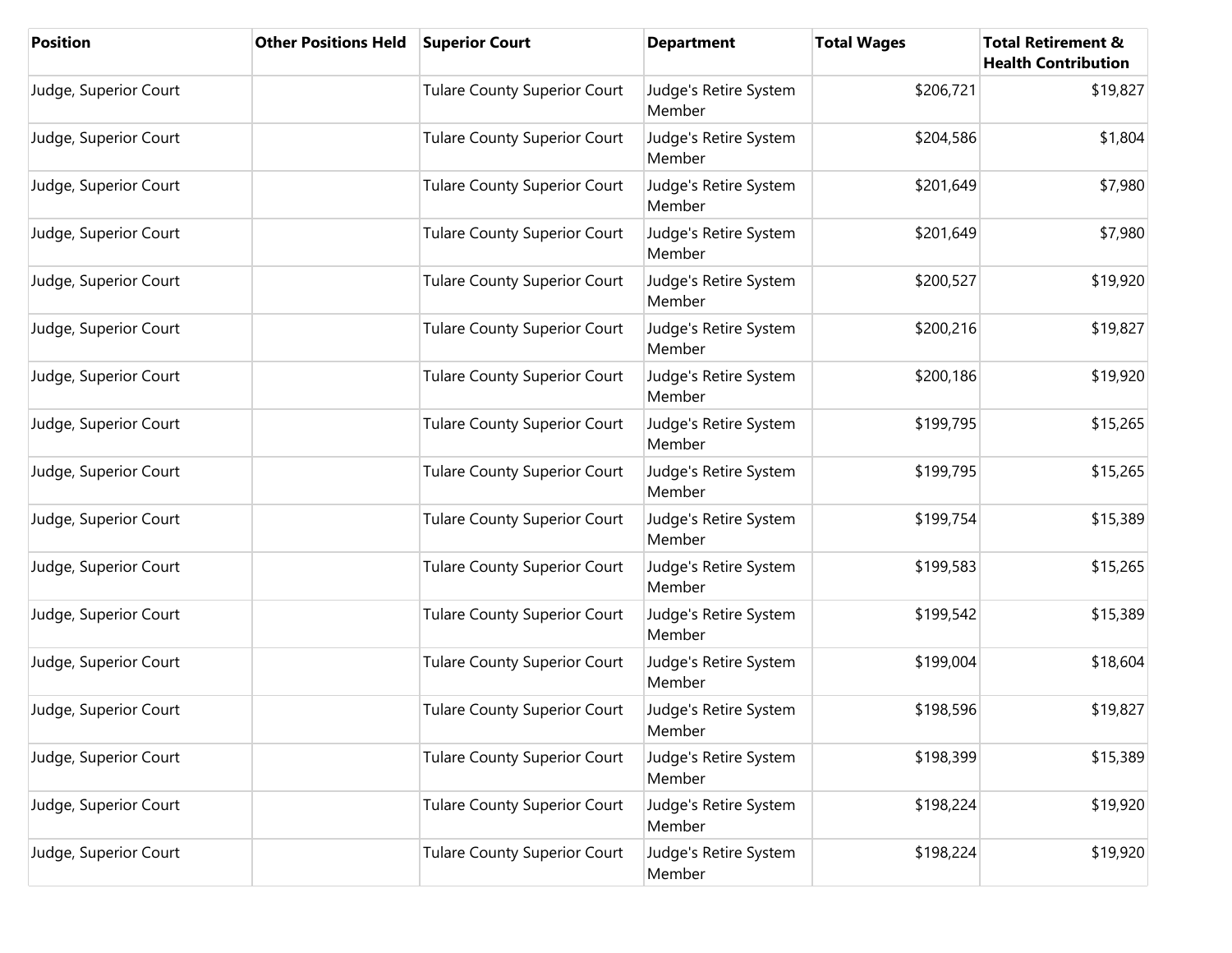| Position | Other Positions Held | Superior Court | Department | Total Wages | Total Retirement & Health Contribution |
|---|---|---|---|---|---|
| Judge, Superior Court | | Tulare County Superior Court | Judge's Retire System Member | $206,721 | $19,827 |
| Judge, Superior Court | | Tulare County Superior Court | Judge's Retire System Member | $204,586 | $1,804 |
| Judge, Superior Court | | Tulare County Superior Court | Judge's Retire System Member | $201,649 | $7,980 |
| Judge, Superior Court | | Tulare County Superior Court | Judge's Retire System Member | $201,649 | $7,980 |
| Judge, Superior Court | | Tulare County Superior Court | Judge's Retire System Member | $200,527 | $19,920 |
| Judge, Superior Court | | Tulare County Superior Court | Judge's Retire System Member | $200,216 | $19,827 |
| Judge, Superior Court | | Tulare County Superior Court | Judge's Retire System Member | $200,186 | $19,920 |
| Judge, Superior Court | | Tulare County Superior Court | Judge's Retire System Member | $199,795 | $15,265 |
| Judge, Superior Court | | Tulare County Superior Court | Judge's Retire System Member | $199,795 | $15,265 |
| Judge, Superior Court | | Tulare County Superior Court | Judge's Retire System Member | $199,754 | $15,389 |
| Judge, Superior Court | | Tulare County Superior Court | Judge's Retire System Member | $199,583 | $15,265 |
| Judge, Superior Court | | Tulare County Superior Court | Judge's Retire System Member | $199,542 | $15,389 |
| Judge, Superior Court | | Tulare County Superior Court | Judge's Retire System Member | $199,004 | $18,604 |
| Judge, Superior Court | | Tulare County Superior Court | Judge's Retire System Member | $198,596 | $19,827 |
| Judge, Superior Court | | Tulare County Superior Court | Judge's Retire System Member | $198,399 | $15,389 |
| Judge, Superior Court | | Tulare County Superior Court | Judge's Retire System Member | $198,224 | $19,920 |
| Judge, Superior Court | | Tulare County Superior Court | Judge's Retire System Member | $198,224 | $19,920 |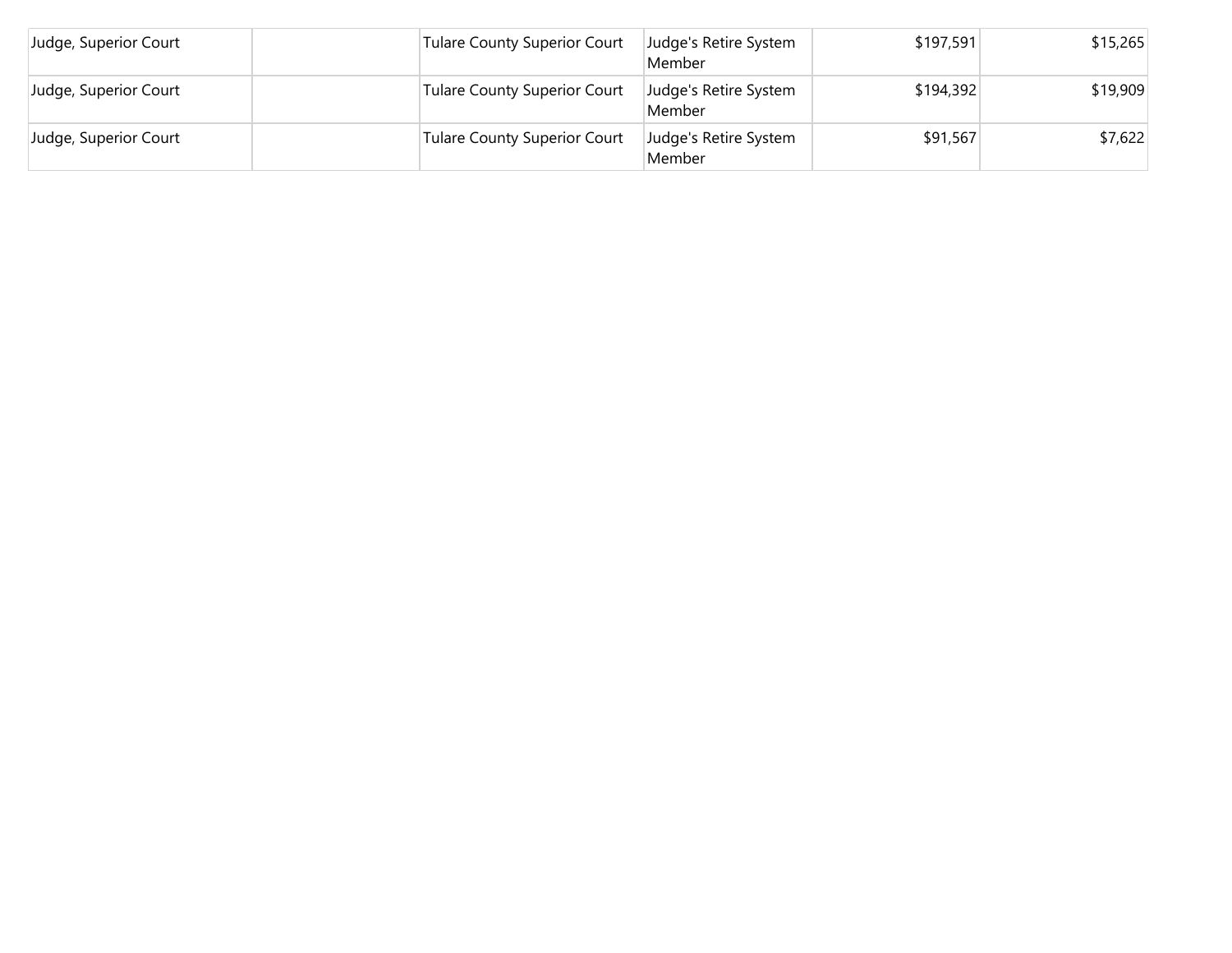| | | | | | |
|---|---|---|---|---|---|
| Judge, Superior Court | | Tulare County Superior Court | Judge's Retire System Member | $197,591 | $15,265 |
| Judge, Superior Court | | Tulare County Superior Court | Judge's Retire System Member | $194,392 | $19,909 |
| Judge, Superior Court | | Tulare County Superior Court | Judge's Retire System Member | $91,567 | $7,622 |